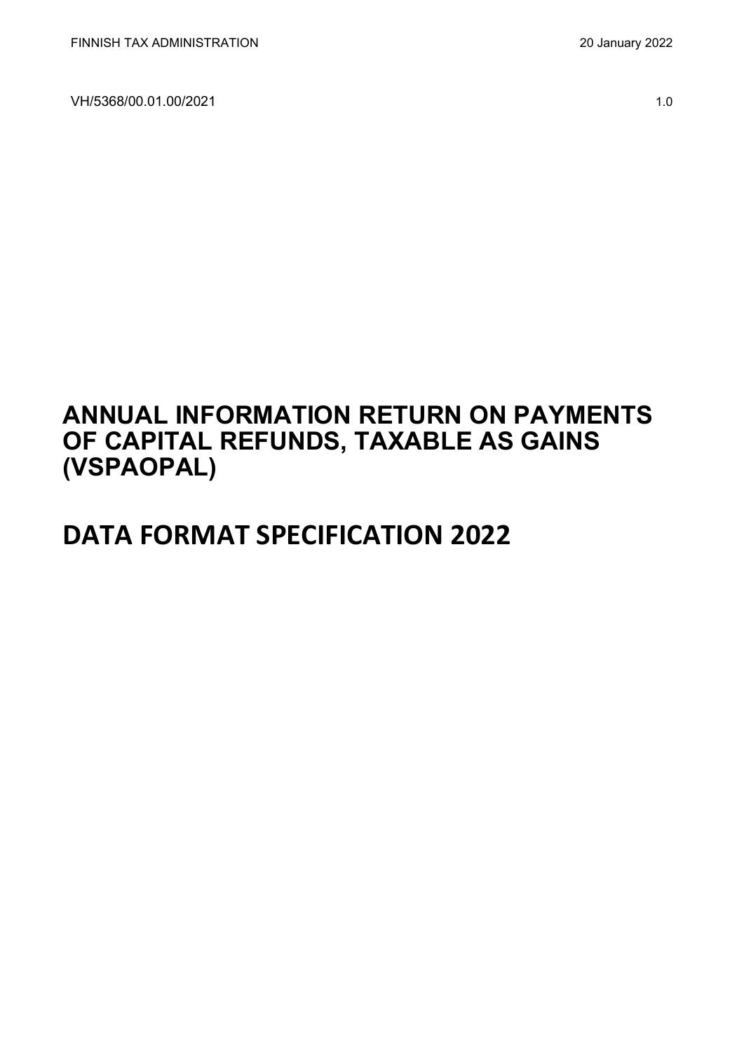FINNISH TAX ADMINISTRATION 20 January 2022

VH/5368/00.01.00/2021 1.0

# ANNUAL INFORMATION RETURN ON PAYMENTS OF CAPITAL REFUNDS, TAXABLE AS GAINS (VSPAOPAL)

# DATA FORMAT SPECIFICATION 2022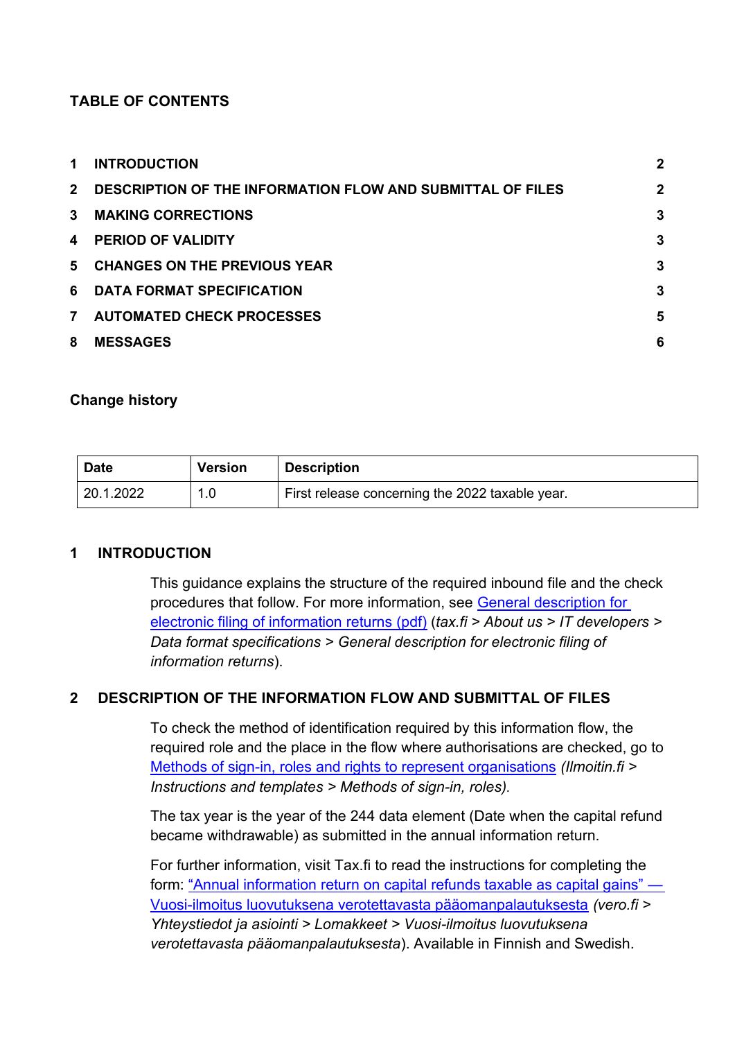**TABLE OF CONTENTS**

| | | |
|---|---|---|
| 1 | INTRODUCTION | 2 |
| 2 | DESCRIPTION OF THE INFORMATION FLOW AND SUBMITTAL OF FILES | 2 |
| 3 | MAKING CORRECTIONS | 3 |
| 4 | PERIOD OF VALIDITY | 3 |
| 5 | CHANGES ON THE PREVIOUS YEAR | 3 |
| 6 | DATA FORMAT SPECIFICATION | 3 |
| 7 | AUTOMATED CHECK PROCESSES | 5 |
| 8 | MESSAGES | 6 |

**Change history**

| Date | Version | Description |
|---|---|---|
| 20.1.2022 | 1.0 | First release concerning the 2022 taxable year. |

## 1 INTRODUCTION

This guidance explains the structure of the required inbound file and the check procedures that follow. For more information, see [General description for electronic filing of information returns (pdf)](#) (*tax.fi > About us > IT developers > Data format specifications > General description for electronic filing of information returns*).

## 2 DESCRIPTION OF THE INFORMATION FLOW AND SUBMITTAL OF FILES

To check the method of identification required by this information flow, the required role and the place in the flow where authorisations are checked, go to [Methods of sign-in, roles and rights to represent organisations](#) *(Ilmoitin.fi > Instructions and templates > Methods of sign-in, roles).*

The tax year is the year of the 244 data element (Date when the capital refund became withdrawable) as submitted in the annual information return.

For further information, visit Tax.fi to read the instructions for completing the form: [“Annual information return on capital refunds taxable as capital gains” — Vuosi-ilmoitus luovutuksena verotettavasta pääomanpalautuksesta](#) *(vero.fi > Yhteystiedot ja asiointi > Lomakkeet > Vuosi-ilmoitus luovutuksena verotettavasta pääomanpalautuksesta*). Available in Finnish and Swedish.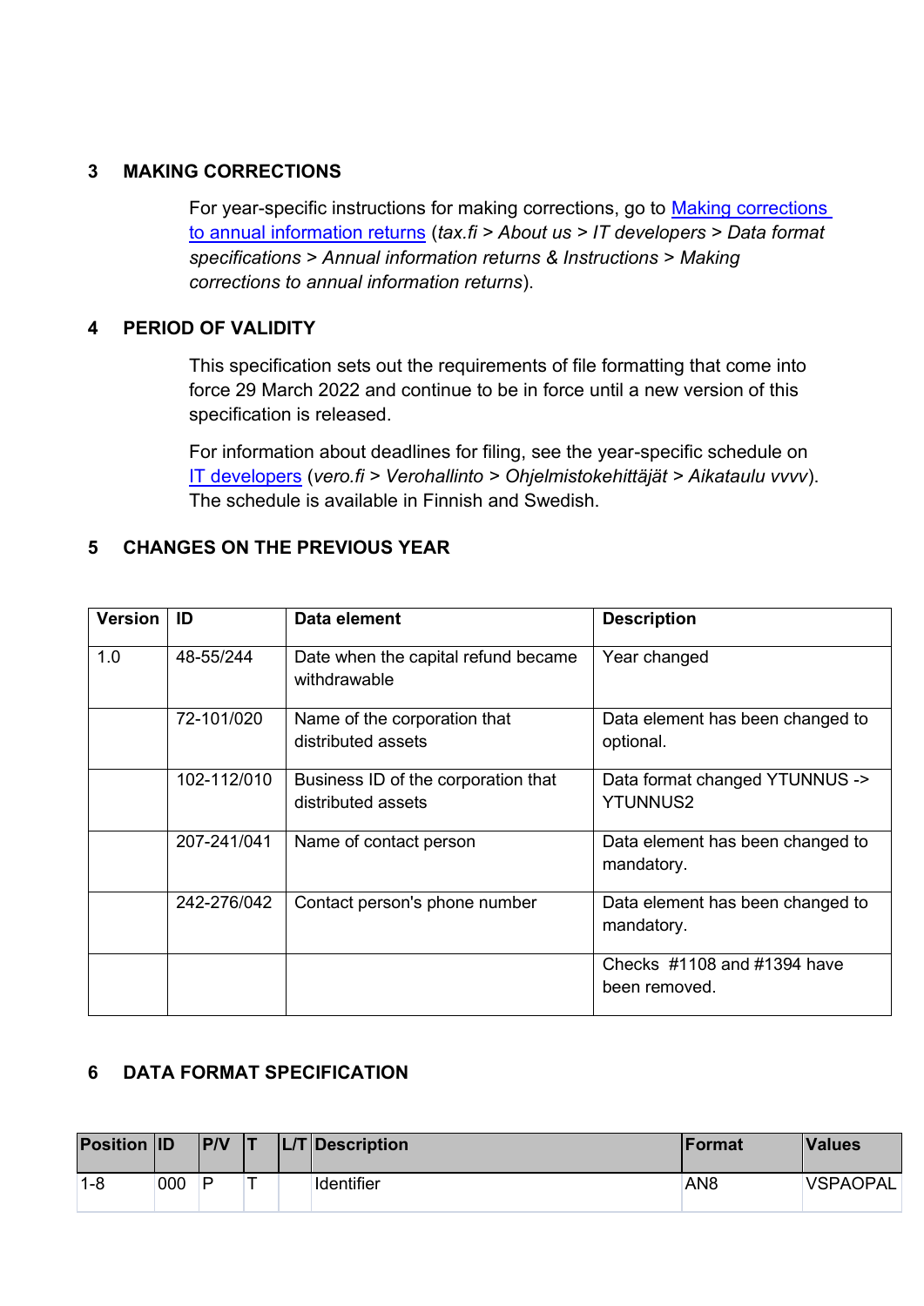## 3 MAKING CORRECTIONS

For year-specific instructions for making corrections, go to [Making corrections to annual information returns](#) (*tax.fi > About us > IT developers > Data format specifications > Annual information returns & Instructions > Making corrections to annual information returns*).

## 4 PERIOD OF VALIDITY

This specification sets out the requirements of file formatting that come into force 29 March 2022 and continue to be in force until a new version of this specification is released.

For information about deadlines for filing, see the year-specific schedule on [IT developers](#) (*vero.fi > Verohallinto > Ohjelmistokehittäjät > Aikataulu vvvv*). The schedule is available in Finnish and Swedish.

## 5 CHANGES ON THE PREVIOUS YEAR

| Version | ID | Data element | Description |
|---|---|---|---|
| 1.0 | 48-55/244 | Date when the capital refund became withdrawable | Year changed |
| | 72-101/020 | Name of the corporation that distributed assets | Data element has been changed to optional. |
| | 102-112/010 | Business ID of the corporation that distributed assets | Data format changed YTUNNUS -> YTUNNUS2 |
| | 207-241/041 | Name of contact person | Data element has been changed to mandatory. |
| | 242-276/042 | Contact person's phone number | Data element has been changed to mandatory. |
| | | | Checks #1108 and #1394 have been removed. |

## 6 DATA FORMAT SPECIFICATION

| Position | ID | P/V | T | L/T | Description | Format | Values |
|---|---|---|---|---|---|---|---|
| 1-8 | 000 | P | T | | Identifier | AN8 | VSPAOPAL |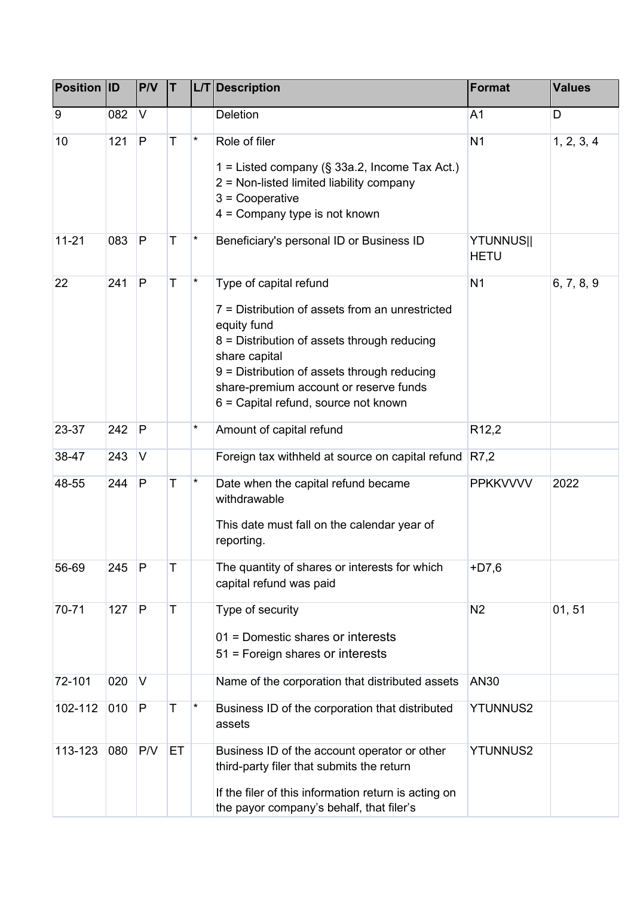| Position | ID | P/V | T | L/T | Description | Format | Values |
|---|---|---|---|---|---|---|---|
| 9 | 082 | V | | | Deletion | A1 | D |
| 10 | 121 | P | T | * | Role of filer<br><br>1 = Listed company (§ 33a.2, Income Tax Act.)<br>2 = Non-listed limited liability company<br>3 = Cooperative<br>4 = Company type is not known | N1 | 1, 2, 3, 4 |
| 11-21 | 083 | P | T | * | Beneficiary's personal ID or Business ID | YTUNNUS\|\|HETU | |
| 22 | 241 | P | T | * | Type of capital refund<br><br>7 = Distribution of assets from an unrestricted equity fund<br>8 = Distribution of assets through reducing share capital<br>9 = Distribution of assets through reducing share-premium account or reserve funds<br>6 = Capital refund, source not known | N1 | 6, 7, 8, 9 |
| 23-37 | 242 | P | | * | Amount of capital refund | R12,2 | |
| 38-47 | 243 | V | | | Foreign tax withheld at source on capital refund | R7,2 | |
| 48-55 | 244 | P | T | * | Date when the capital refund became withdrawable<br><br>This date must fall on the calendar year of reporting. | PPKKVVVV | 2022 |
| 56-69 | 245 | P | T | | The quantity of shares or interests for which capital refund was paid | +D7,6 | |
| 70-71 | 127 | P | T | | Type of security<br><br>01 = Domestic shares or interests<br>51 = Foreign shares or interests | N2 | 01, 51 |
| 72-101 | 020 | V | | | Name of the corporation that distributed assets | AN30 | |
| 102-112 | 010 | P | T | * | Business ID of the corporation that distributed assets | YTUNNUS2 | |
| 113-123 | 080 | P/V | ET | | Business ID of the account operator or other third-party filer that submits the return<br><br>If the filer of this information return is acting on the payor company's behalf, that filer's | YTUNNUS2 | |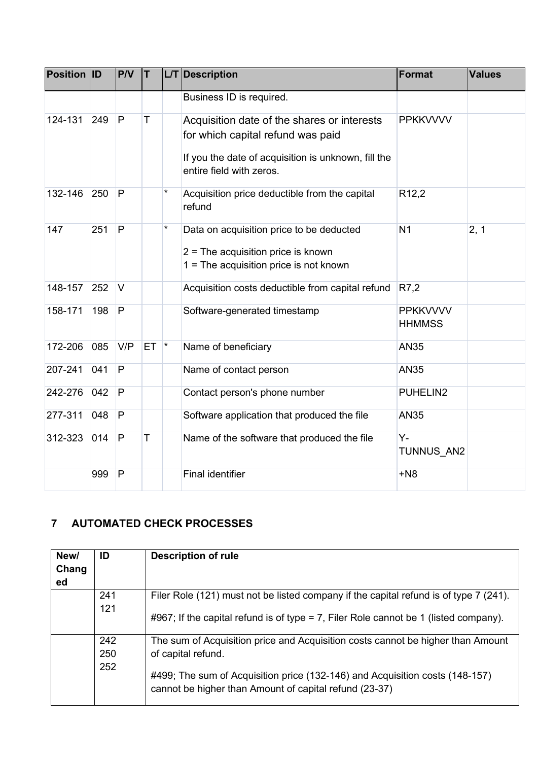| Position | ID | P/V | T | L/T | Description | Format | Values |
|---|---|---|---|---|---|---|---|
| | | | | | Business ID is required. | | |
| 124-131 | 249 | P | T | | Acquisition date of the shares or interests for which capital refund was paid<br><br>If you the date of acquisition is unknown, fill the entire field with zeros. | PPKKVVVV | |
| 132-146 | 250 | P | | * | Acquisition price deductible from the capital refund | R12,2 | |
| 147 | 251 | P | | * | Data on acquisition price to be deducted<br><br>2 = The acquisition price is known<br>1 = The acquisition price is not known | N1 | 2, 1 |
| 148-157 | 252 | V | | | Acquisition costs deductible from capital refund | R7,2 | |
| 158-171 | 198 | P | | | Software-generated timestamp | PPKKVVVV HHMMSS | |
| 172-206 | 085 | V/P | ET | * | Name of beneficiary | AN35 | |
| 207-241 | 041 | P | | | Name of contact person | AN35 | |
| 242-276 | 042 | P | | | Contact person's phone number | PUHELIN2 | |
| 277-311 | 048 | P | | | Software application that produced the file | AN35 | |
| 312-323 | 014 | P | T | | Name of the software that produced the file | Y-TUNNUS_AN2 | |
| | 999 | P | | | Final identifier | +N8 | |

## 7 AUTOMATED CHECK PROCESSES

| New/ Changed | ID | Description of rule |
|---|---|---|
| | 241<br>121 | Filer Role (121) must not be listed company if the capital refund is of type 7 (241).<br><br>#967; If the capital refund is of type = 7, Filer Role cannot be 1 (listed company). |
| | 242<br>250<br>252 | The sum of Acquisition price and Acquisition costs cannot be higher than Amount of capital refund.<br><br>#499; The sum of Acquisition price (132-146) and Acquisition costs (148-157) cannot be higher than Amount of capital refund (23-37) |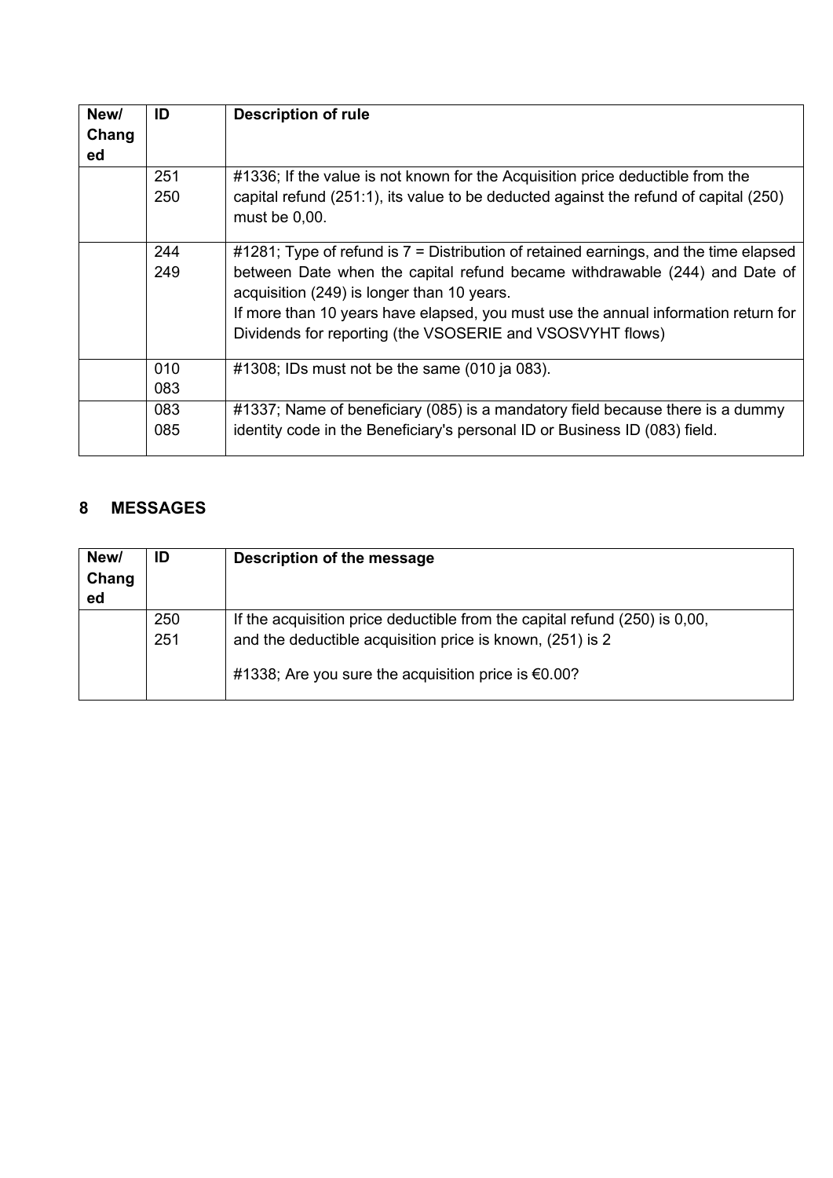| New/ Changed | ID | Description of rule |
| --- | --- | --- |
| | 251<br>250 | #1336; If the value is not known for the Acquisition price deductible from the capital refund (251:1), its value to be deducted against the refund of capital (250) must be 0,00. |
| | 244<br>249 | #1281; Type of refund is 7 = Distribution of retained earnings, and the time elapsed between Date when the capital refund became withdrawable (244) and Date of acquisition (249) is longer than 10 years.<br>If more than 10 years have elapsed, you must use the annual information return for Dividends for reporting (the VSOSERIE and VSOSVYHT flows) |
| | 010<br>083 | #1308; IDs must not be the same (010 ja 083). |
| | 083<br>085 | #1337; Name of beneficiary (085) is a mandatory field because there is a dummy identity code in the Beneficiary's personal ID or Business ID (083) field. |

## 8 MESSAGES

| New/ Changed | ID | Description of the message |
| --- | --- | --- |
| | 250<br>251 | If the acquisition price deductible from the capital refund (250) is 0,00, and the deductible acquisition price is known, (251) is 2<br><br>#1338; Are you sure the acquisition price is €0.00? |